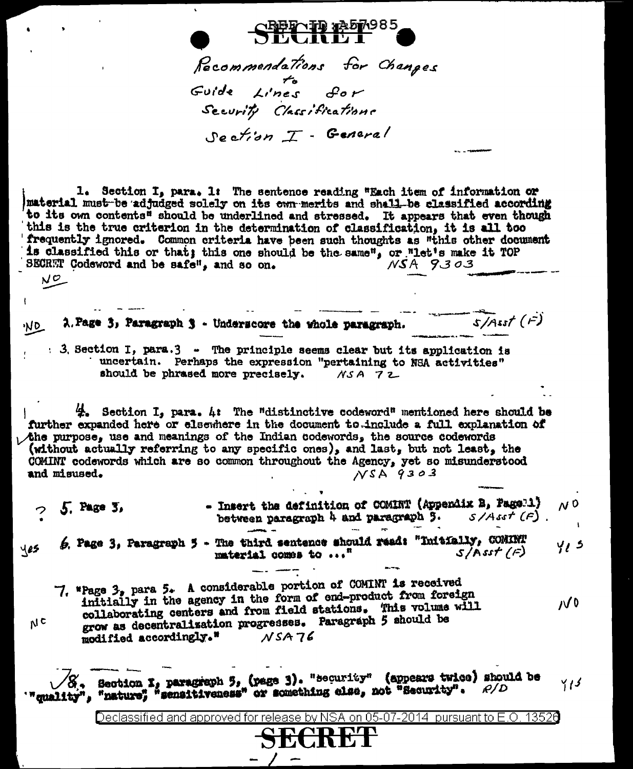SECRET

REF ID:A57985

Recommendations for Changes to Guide Lines for Security Classification

Section I - General

1. Section I, para. 1: The sentence reading "Each item of information or material must be adjudged solely on its own merits and shall be classified according to its own contents" should be underlined and stressed. It appears that even though this is the true criterion in the determination of classification, it is all too frequently ignored. Common criteria have been such thoughts as "this other document is classified this or that; this one should be the same", or "let's make it TOP SECRET Codeword and be safe", and so on. NSA 9303

NO

NO 2. Page 3, Paragraph 3 - Underscore the whole paragraph. S/Asst (F)

3. Section I, para. 3 - The principle seems clear but its application is uncertain. Perhaps the expression "pertaining to NSA activities" should be phrased more precisely. NSA 72

4. Section I, para. 4: The "distinctive codeword" mentioned here should be further expanded here or elsewhere in the document to include a full explanation of the purpose, use and meanings of the Indian codewords, the source codewords (without actually referring to any specific ones), and last, but not least, the COMINT codewords which are so common throughout the Agency, yet so misunderstood and misused. NSA 9303

? 5. Page 3, - Insert the definition of COMINT (Appendix B, Page 1) between paragraph 4 and paragraph 5. S/Asst (F). NO

yes 6. Page 3, Paragraph 5 - The third sentence should read: "Initially, COMINT material comes to ..." S/Asst (F) yes

NC 7. "Page 3, para 5. A considerable portion of COMINT is received initially in the agency in the form of end-product from foreign collaborating centers and from field stations. This volume will grow as decentralization progresses. Paragraph 5 should be modified accordingly." NSA 76 NO

8. Section I, paragraph 5, (page 3). "security" (appears twice) should be "quality", "nature", "sensitiveness" or something else, not "Security". R/D yes

Declassified and approved for release by NSA on 05-07-2014 pursuant to E.O. 13526

SECRET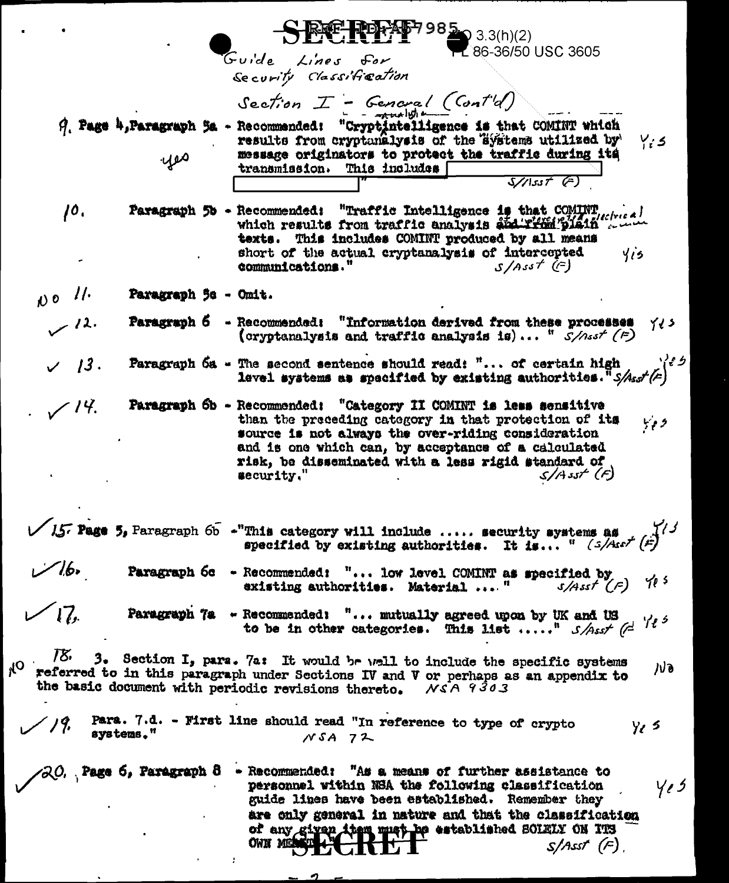SECRET REF ID:A57985 3.3(h)(2)
PL 86-36/50 USC 3605

Guide Lines for Security Classification

Section I - General (Cont'd)

9. Page 4, Paragraph 5a - Recommended: "Cryptintelligence is that COMINT which results from cryptanalysis of the systems utilized by message originators to protect the traffic during its transmission. This includes [ ] " — yes — Yes S/Asst (F)

10. Paragraph 5b - Recommended: "Traffic Intelligence is that COMINT which results from traffic analysis and from plain texts. This includes COMINT produced by all means short of the actual cryptanalysis of intercepted communications." — Yes S/Asst (F)

NO 11. Paragraph 5c - Omit.

✓ 12. Paragraph 6 - Recommended: "Information derived from these processes (cryptanalysis and traffic analysis is)... " — Yes S/Asst (F)

✓ 13. Paragraph 6a - The second sentence should read: "... of certain high level systems as specified by existing authorities." — Yes S/Asst (F)

✓ 14. Paragraph 6b - Recommended: "Category II COMINT is less sensitive than the preceding category in that protection of its source is not always the over-riding consideration and is one which can, by acceptance of a calculated risk, be disseminated with a less rigid standard of security." — Yes S/Asst (F)

✓ 15. Page 5, Paragraph 6b - "This category will include ..... security systems as specified by existing authorities. It is... " — Yes (S/Asst (F))

✓ 16. Paragraph 6c - Recommended: "... low level COMINT as specified by existing authorities. Material .... " — Yes S/Asst (F)

✓ 17. Paragraph 7a - Recommended: "... mutually agreed upon by UK and US to be in other categories. This list ....." — Yes S/Asst (F)

NO 18. 3. Section I, para. 7a: It would be well to include the specific systems referred to in this paragraph under Sections IV and V or perhaps as an appendix to the basic document with periodic revisions thereto. NSA 9303 — No

✓ 19. Para. 7.d. - First line should read "In reference to type of crypto systems." NSA 72 — Yes

✓ 20. Page 6, Paragraph 8 - Recommended: "As a means of further assistance to personnel within NSA the following classification guide lines have been established. Remember they are only general in nature and that the classification of any given item must be established SOLELY ON ITS OWN MERIT." — Yes S/Asst (F).

SECRET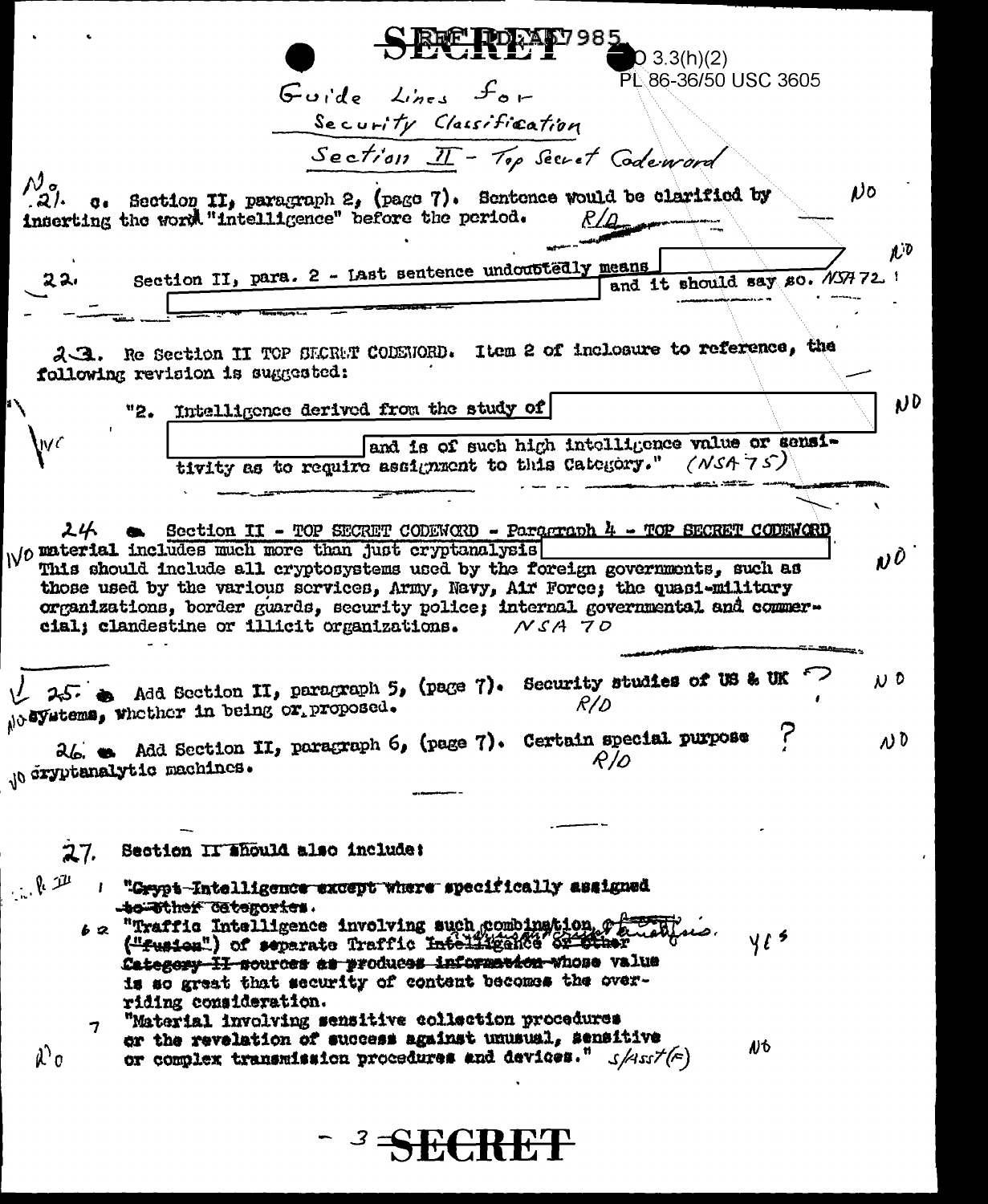SECRET REF ID:A57985

EO 3.3(h)(2)
PL 86-36/50 USC 3605

Guide Lines for
Security Classification
Section II - Top Secret Codeword

No
21. c. Section II, paragraph 2, (page 7). Sentence would be clarified by inserting the word "intelligence" before the period. R/D — No

22. Section II, para. 2 - Last sentence undoubtedly means [redacted] and it should say so. NSA 72 — No

23. Re Section II TOP SECRET CODEWORD. Item 2 of inclosure to reference, the following revision is suggested:

> "2. Intelligence derived from the study of [redacted] and is of such high intelligence value or sensitivity as to require assignment to this Category." (NSA 75) — NO

NC

24. Section II - TOP SECRET CODEWORD - Paragraph 4 - TOP SECRET CODEWORD material includes much more than just cryptanalysis [redacted] This should include all cryptosystems used by the foreign governments, such as those used by the various services, Army, Navy, Air Force; the quasi-military organizations, border guards, security police; internal governmental and commercial; clandestine or illicit organizations. NSA 70 — NO

NO

25. Add Section II, paragraph 5, (page 7). Security studies of US & UK systems, whether in being or proposed. R/D ? — NO

NO

26. Add Section II, paragraph 6, (page 7). Certain special purpose cryptanalytic machines. R/D ? — NO

NO

27. Section II should also include:

~~"Crypt-Intelligence except where specifically assigned to other categories.~~

6 a "Traffic Intelligence involving such combination ~~("fusion")~~ of separate Traffic Intelligence ~~or other Category II sources as produces information~~ whose value is so great that security of content becomes the overriding consideration. — Yes

7 "Material involving sensitive collection procedures or the revelation of success against unusual, sensitive or complex transmission procedures and devices." S/Asst(F) — No

No

- 3 - SECRET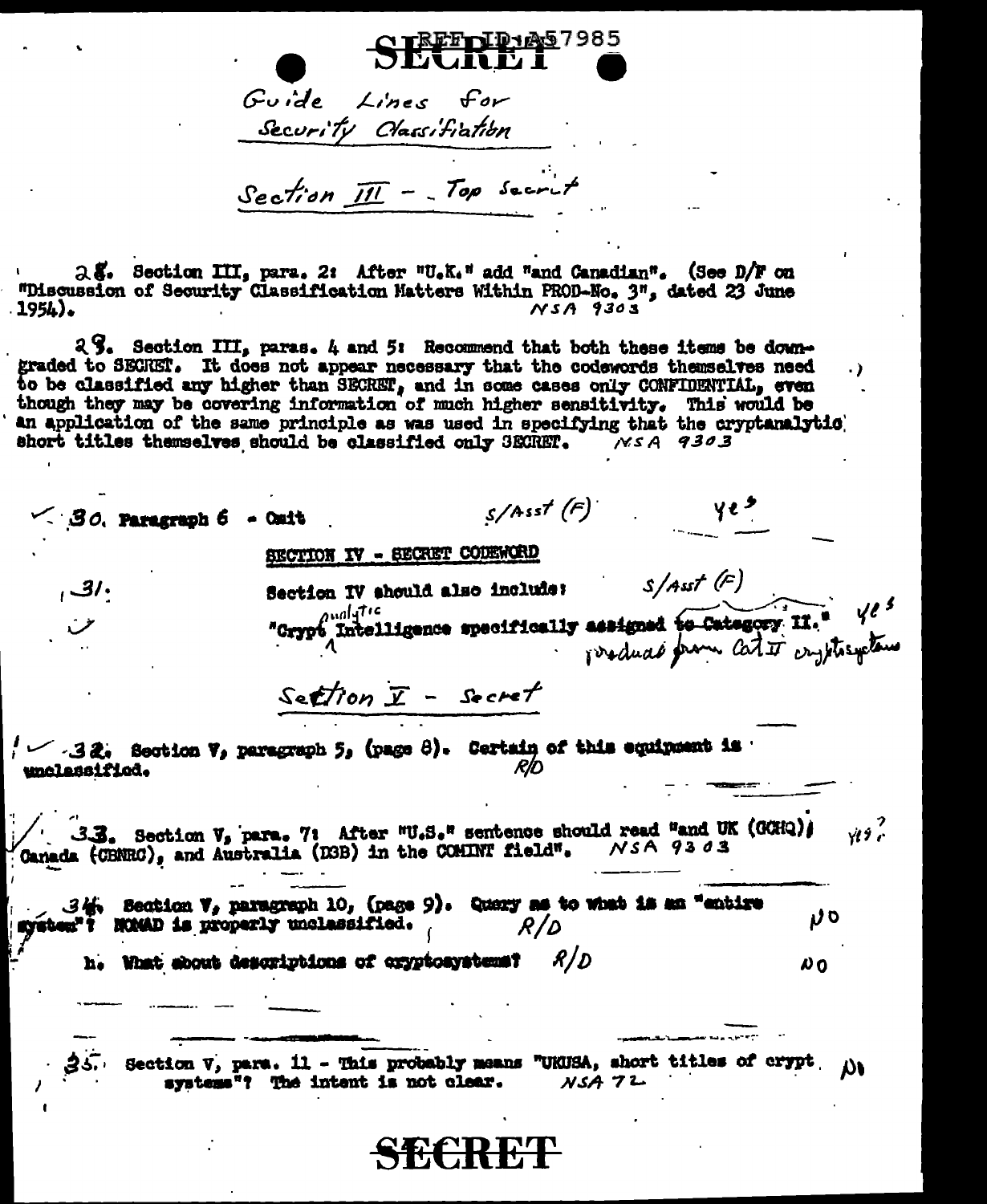SECRET

REF ID:A57985

Guide Lines for Security Classification

Section III - Top Secret

28. Section III, para. 2: After "U.K." add "and Canadian". (See D/F on "Discussion of Security Classification Matters Within PROD-No. 3", dated 23 June 1954). NSA 9303

29. Section III, paras. 4 and 5: Recommend that both these items be downgraded to SECRET. It does not appear necessary that the codewords themselves need to be classified any higher than SECRET, and in some cases only CONFIDENTIAL, even though they may be covering information of much higher sensitivity. This would be an application of the same principle as was used in specifying that the cryptanalytic short titles themselves should be classified only SECRET. NSA 9303

30. Paragraph 6 - Omit S/Asst (F) yes

SECTION IV - SECRET CODEWORD

31. Section IV should also include: S/Asst (F)

"Crypt ~~Intelligence specifically assigned to Category II.~~" yes

(handwritten: "analytic" inserted after "Crypt"; "product from Cat II cryptosystems" written below)

Section V - Secret

32. Section V, paragraph 5, (page 8). Certain of this equipment is unclassified. R/D

33. Section V, para. 7: After "U.S." sentence should read "and UK (GCHQ), Canada (CBNRC), and Australia (DSB) in the COMINT field". NSA 9303 yes?

34. Section V, paragraph 10, (page 9). Query as to what is an "entire system"? NOMAD is properly unclassified. R/D NO

h. What about descriptions of cryptosystems? R/D NO

35. Section V, para. 11 - This probably means "UKUSA, short titles of crypt systems"? The intent is not clear. NSA 72 NO

SECRET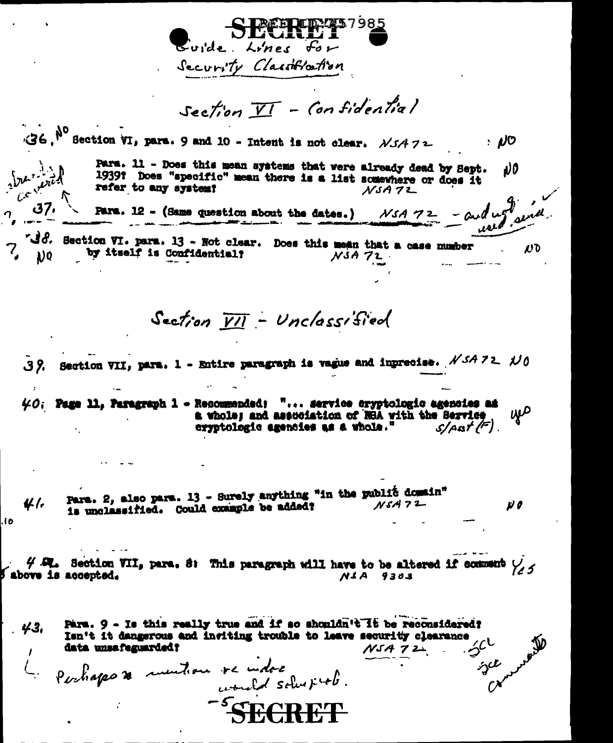SECRET

REF ID:A57985

Guide Lines for Security Classification

## Section VI - Confidential

36. NO Section VI, para. 9 and 10 - Intent is not clear. NSA 72 : NO

Para. 11 - Does this mean systems that were already dead by Sept. 1939? Does "specific" mean there is a list somewhere or does it refer to any system? NSA 72 NO

37. Para. 12 - (Same question about the dates.) NSA 72 - and not used, send.

38. Section VI. para. 13 - Not clear. Does this mean that a case number by itself is Confidential? NSA 72 NO

## Section VII - Unclassified

39. Section VII, para. 1 - Entire paragraph is vague and imprecise. NSA 72 NO

40. Page 11, Paragraph 1 - Recommended: "... service cryptologic agencies as a whole; and association of NSA with the Service cryptologic agencies as a whole." S/Asst (F). yes

41. Para. 2, also para. 13 - Surely anything "in the public domain" is unclassified. Could example be added? NSA 72 NO

42. Section VII, para. 8: This paragraph will have to be altered if comment above is accepted. NSA 9303 Yes

43. Para. 9 - Is this really true and if so shouldn't it be reconsidered? Isn't it dangerous and inviting trouble to leave security clearance data unsafeguarded? NSA 72 See comments

Perhaps a mention re index would solve prob.

-5-

SECRET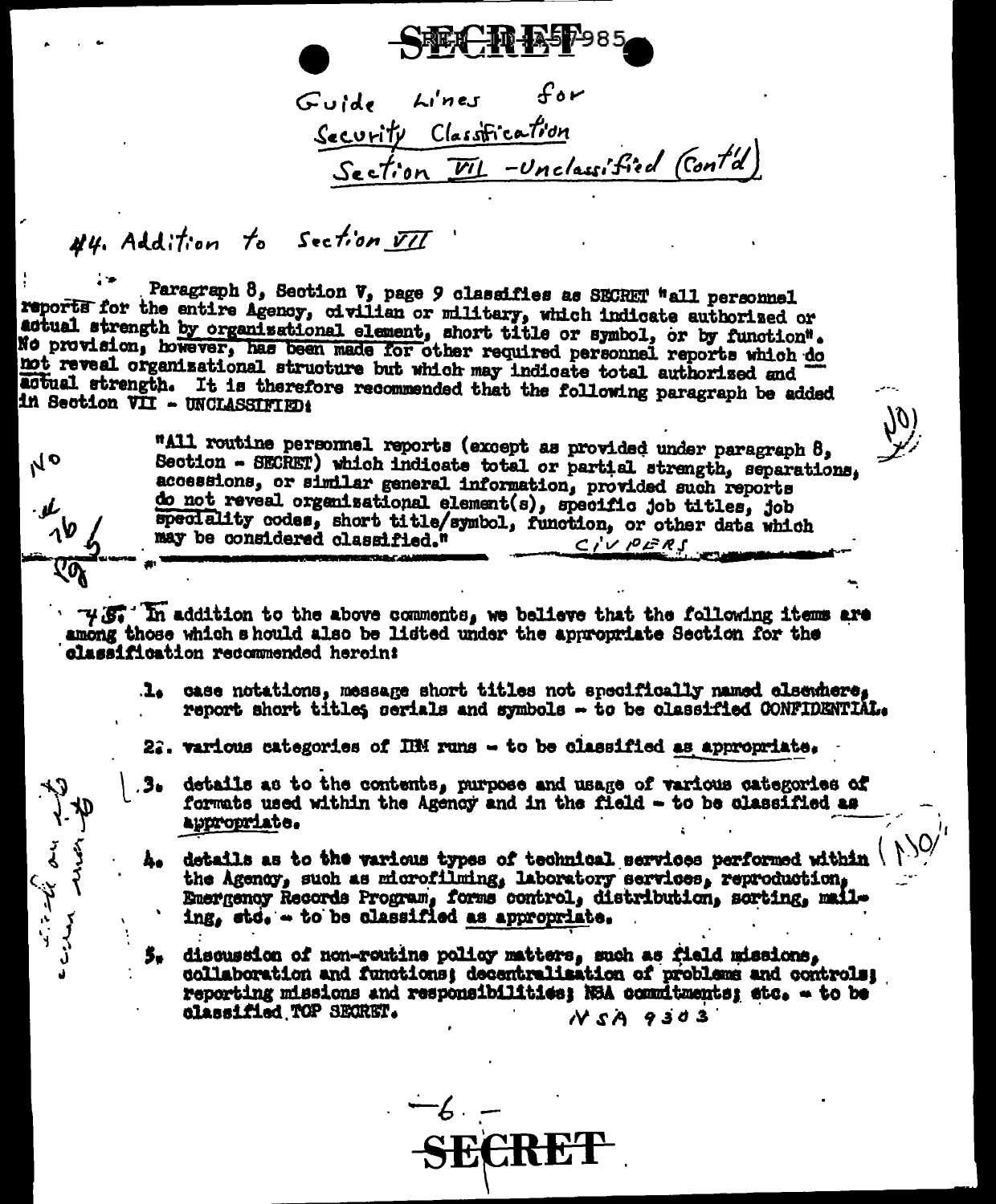Guide Lines for Security Classification Section VII - Unclassified (Cont'd)

44. Addition to Section VII

Paragraph 8, Section V, page 9 classifies as SECRET "all personnel reports for the entire Agency, civilian or military, which indicate authorized or actual strength by organizational element, short title or symbol, or by function". No provision, however, has been made for other required personnel reports which do not reveal organizational structure but which may indicate total authorized and actual strength. It is therefore recommended that the following paragraph be added in Section VII - UNCLASSIFIED:

> "All routine personnel reports (except as provided under paragraph 8, Section - SECRET) which indicate total or partial strength, separations, accessions, or similar general information, provided such reports do not reveal organizational element(s), specific job titles, job speciality codes, short title/symbol, function, or other data which may be considered classified."

CIVPERS

45. In addition to the above comments, we believe that the following items are among those which should also be listed under the appropriate Section for the classification recommended herein:

1. case notations, message short titles not specifically named elsewhere, report short titles serials and symbols - to be classified CONFIDENTIAL.
2. various categories of IBM runs - to be classified as appropriate.
3. details as to the contents, purpose and usage of various categories of formats used within the Agency and in the field - to be classified as appropriate.
4. details as to the various types of technical services performed within the Agency, such as microfilming, laboratory services, reproduction, Emergency Records Program, forms control, distribution, sorting, mailing, etc. - to be classified as appropriate.
5. discussion of non-routine policy matters, such as field missions, collaboration and functions; decentralization of problems and controls; reporting missions and responsibilities; NSA commitments; etc. - to be classified TOP SECRET.

NSA 9303